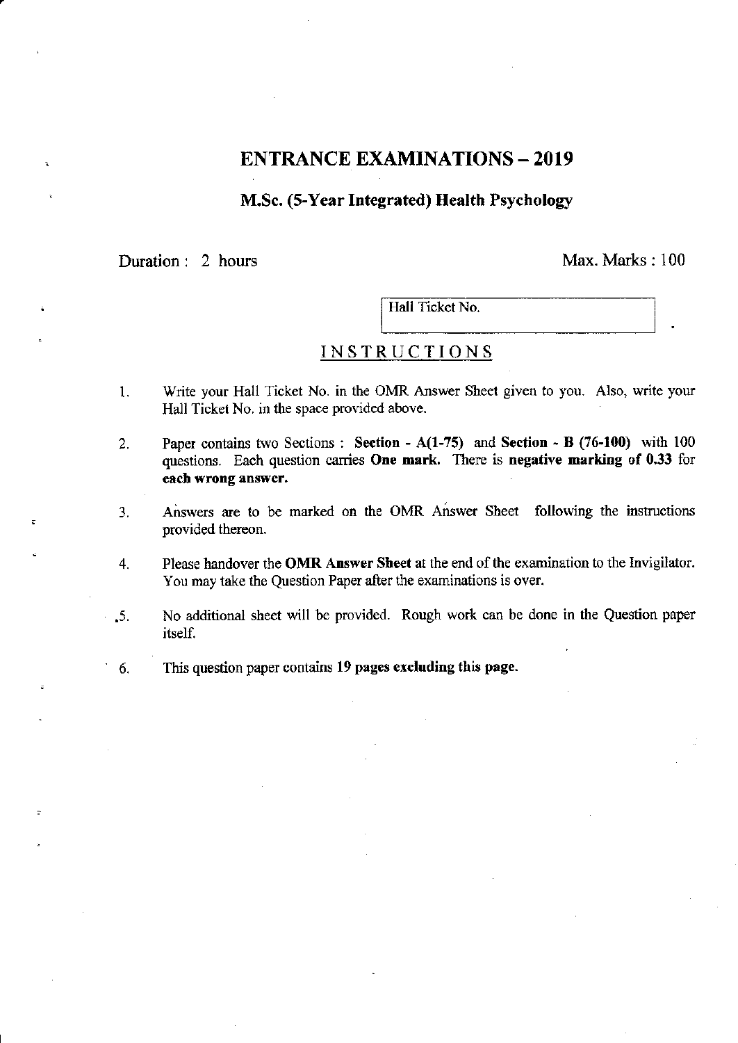# ENTRANCE EXAMINATIONS – 2019

## M.Sc. (5-Year Integrated) Health Psychology

Duration : 2 hours | Max. Marks : 100

| Hall Ticket No. |
|---|

### INSTRUCTIONS

1. Write your Hall Ticket No. in the OMR Answer Sheet given to you. Also, write your Hall Ticket No. in the space provided above.

2. Paper contains two Sections : **Section - A(1-75)** and **Section - B (76-100)** with 100 questions. Each question carries **One mark**. There is **negative marking of 0.33** for **each wrong answer.**

3. Answers are to be marked on the OMR Answer Sheet following the instructions provided thereon.

4. Please handover the **OMR Answer Sheet** at the end of the examination to the Invigilator. You may take the Question Paper after the examinations is over.

5. No additional sheet will be provided. Rough work can be done in the Question paper itself.

6. This question paper contains **19 pages excluding this page.**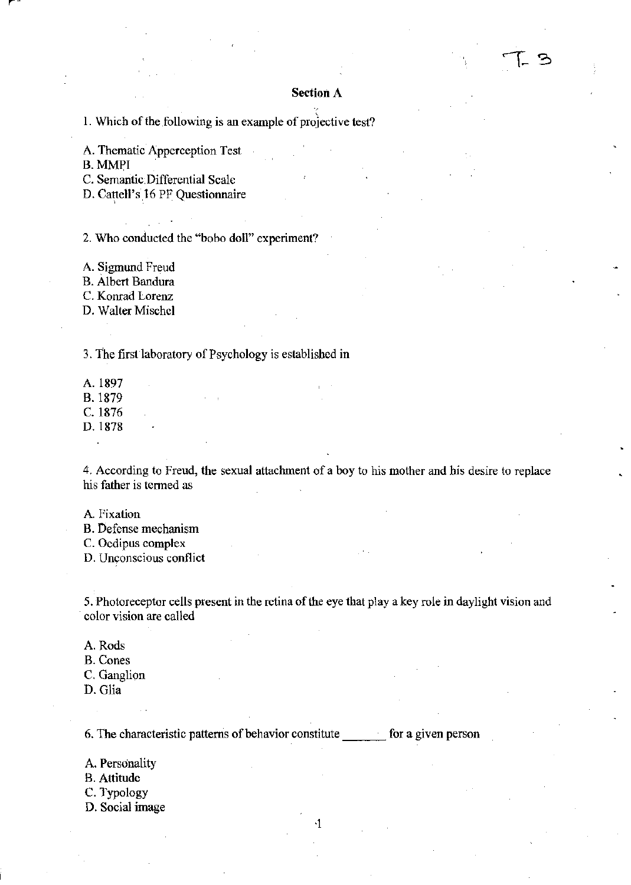## Section A

1. Which of the following is an example of projective test?

A. Thematic Apperception Test
B. MMPI
C. Semantic Differential Scale
D. Cattell's 16 PF Questionnaire

2. Who conducted the "bobo doll" experiment?

A. Sigmund Freud
B. Albert Bandura
C. Konrad Lorenz
D. Walter Mischel

3. The first laboratory of Psychology is established in

A. 1897
B. 1879
C. 1876
D. 1878

4. According to Freud, the sexual attachment of a boy to his mother and his desire to replace his father is termed as

A. Fixation
B. Defense mechanism
C. Oedipus complex
D. Unconscious conflict

5. Photoreceptor cells present in the retina of the eye that play a key role in daylight vision and color vision are called

A. Rods
B. Cones
C. Ganglion
D. Glia

6. The characteristic patterns of behavior constitute _______ for a given person

A. Personality
B. Attitude
C. Typology
D. Social image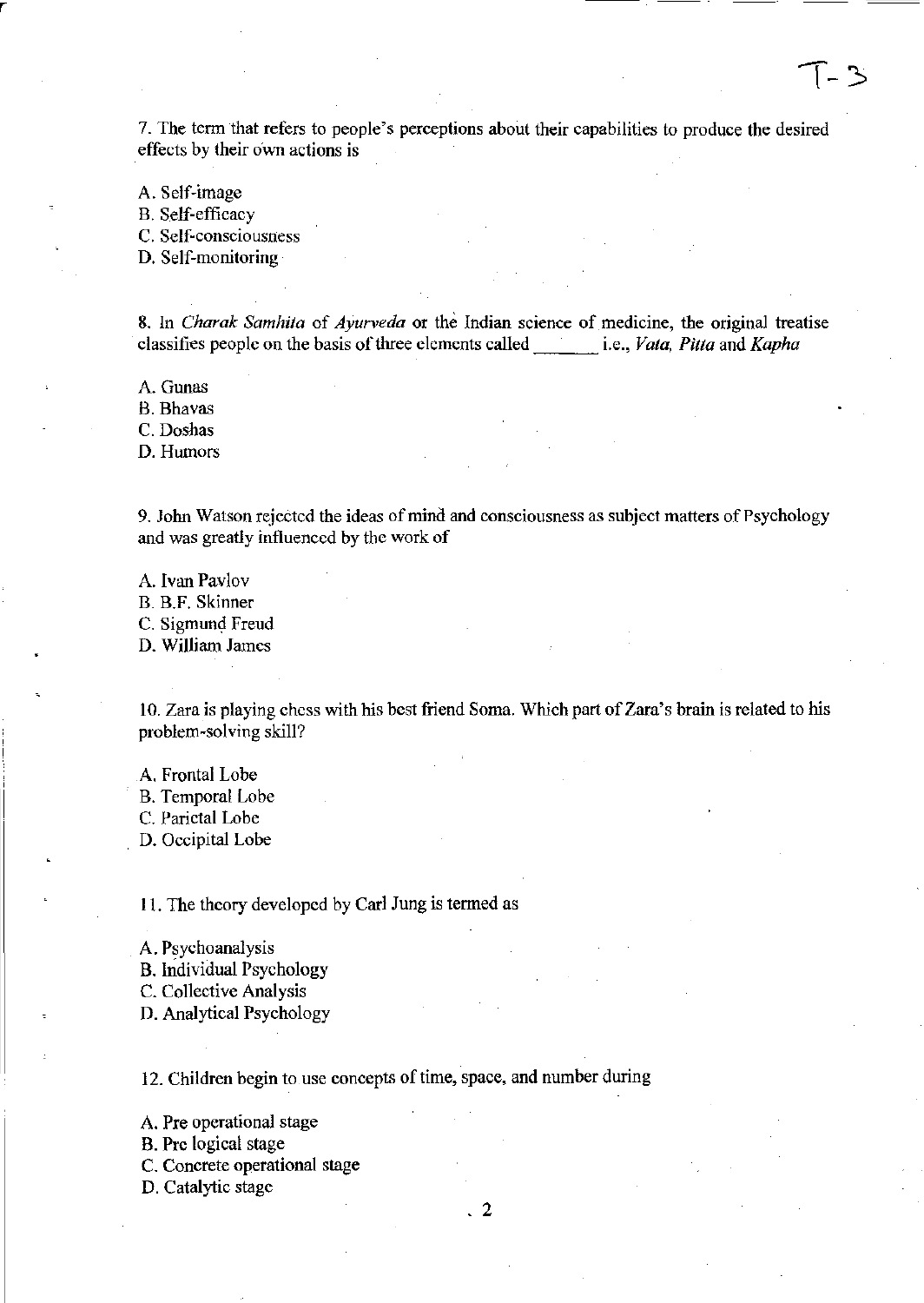7. The term that refers to people's perceptions about their capabilities to produce the desired effects by their own actions is

A. Self-image
B. Self-efficacy
C. Self-consciousness
D. Self-monitoring

8. In *Charak Samhita* of *Ayurveda* or the Indian science of medicine, the original treatise classifies people on the basis of three elements called _______ i.e., *Vata, Pitta* and *Kapha*

A. Gunas
B. Bhavas
C. Doshas
D. Humors

9. John Watson rejected the ideas of mind and consciousness as subject matters of Psychology and was greatly influenced by the work of

A. Ivan Pavlov
B. B.F. Skinner
C. Sigmund Freud
D. William James

10. Zara is playing chess with his best friend Soma. Which part of Zara's brain is related to his problem-solving skill?

A. Frontal Lobe
B. Temporal Lobe
C. Parietal Lobe
D. Occipital Lobe

11. The theory developed by Carl Jung is termed as

A. Psychoanalysis
B. Individual Psychology
C. Collective Analysis
D. Analytical Psychology

12. Children begin to use concepts of time, space, and number during

A. Pre operational stage
B. Pre logical stage
C. Concrete operational stage
D. Catalytic stage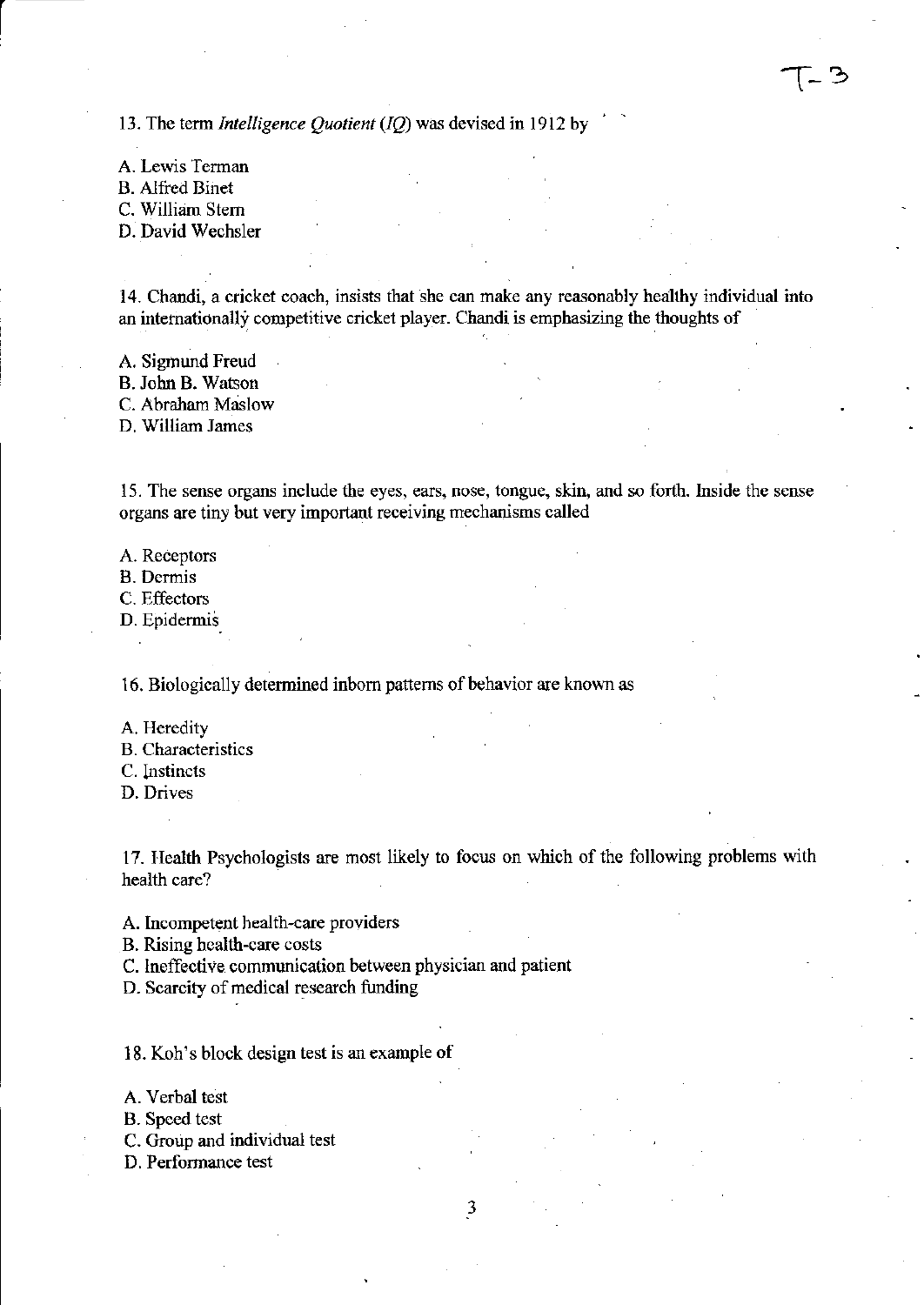13. The term *Intelligence Quotient (IQ)* was devised in 1912 by

A. Lewis Terman
B. Alfred Binet
C. William Stern
D. David Wechsler

14. Chandi, a cricket coach, insists that she can make any reasonably healthy individual into an internationally competitive cricket player. Chandi is emphasizing the thoughts of

A. Sigmund Freud
B. John B. Watson
C. Abraham Maslow
D. William James

15. The sense organs include the eyes, ears, nose, tongue, skin, and so forth. Inside the sense organs are tiny but very important receiving mechanisms called

A. Receptors
B. Dermis
C. Effectors
D. Epidermis

16. Biologically determined inborn patterns of behavior are known as

A. Heredity
B. Characteristics
C. Instincts
D. Drives

17. Health Psychologists are most likely to focus on which of the following problems with health care?

A. Incompetent health-care providers
B. Rising health-care costs
C. Ineffective communication between physician and patient
D. Scarcity of medical research funding

18. Koh's block design test is an example of

A. Verbal test
B. Speed test
C. Group and individual test
D. Performance test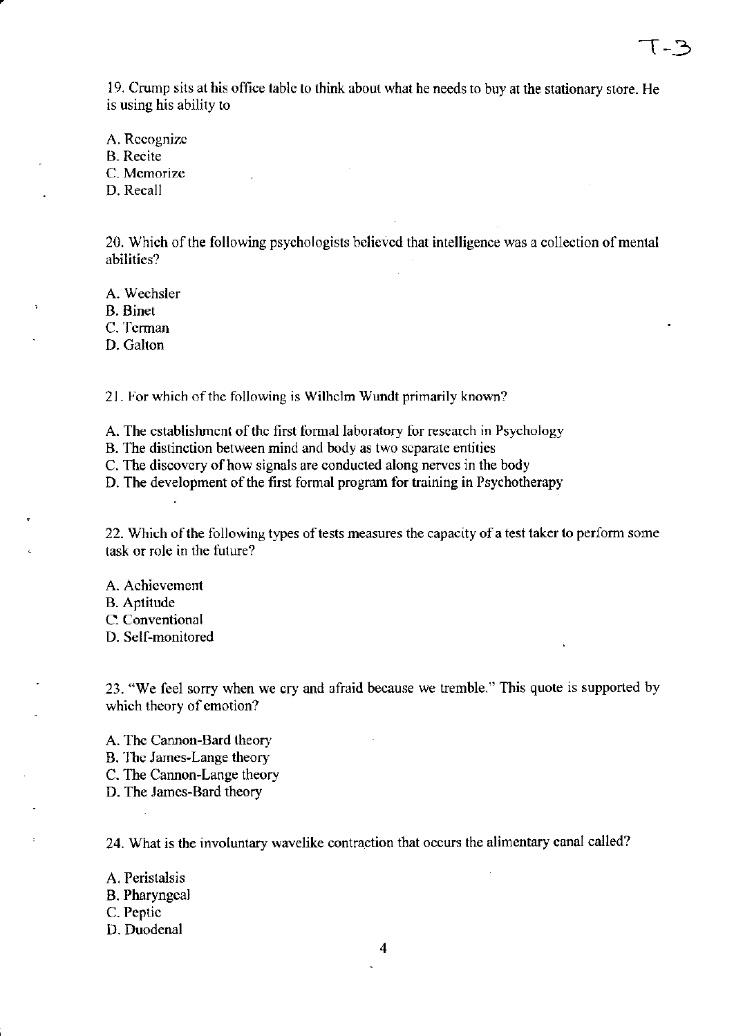19. Crump sits at his office table to think about what he needs to buy at the stationary store. He is using his ability to

A. Recognize
B. Recite
C. Memorize
D. Recall

20. Which of the following psychologists believed that intelligence was a collection of mental abilities?

A. Wechsler
B. Binet
C. Terman
D. Galton

21. For which of the following is Wilhelm Wundt primarily known?

A. The establishment of the first formal laboratory for research in Psychology
B. The distinction between mind and body as two separate entities
C. The discovery of how signals are conducted along nerves in the body
D. The development of the first formal program for training in Psychotherapy

22. Which of the following types of tests measures the capacity of a test taker to perform some task or role in the future?

A. Achievement
B. Aptitude
C. Conventional
D. Self-monitored

23. "We feel sorry when we cry and afraid because we tremble." This quote is supported by which theory of emotion?

A. The Cannon-Bard theory
B. The James-Lange theory
C. The Cannon-Lange theory
D. The James-Bard theory

24. What is the involuntary wavelike contraction that occurs the alimentary canal called?

A. Peristalsis
B. Pharyngeal
C. Peptic
D. Duodenal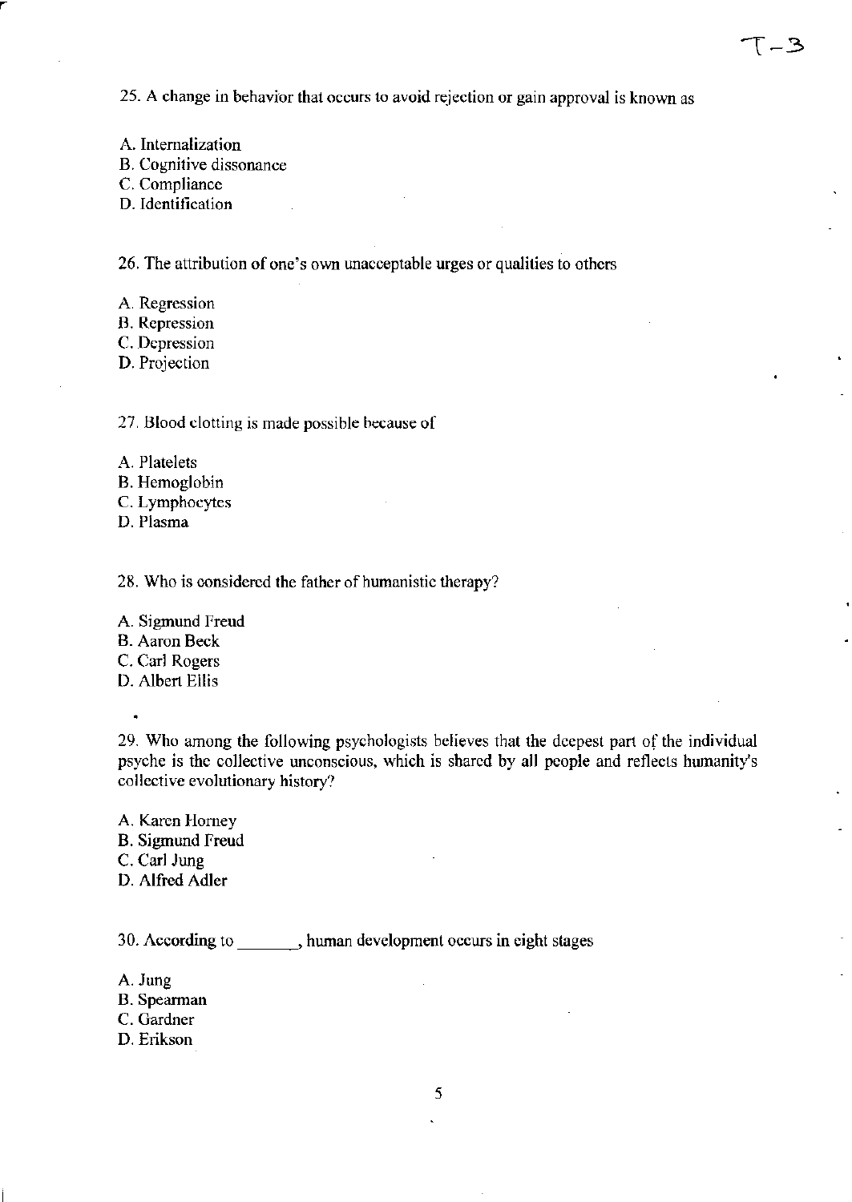25. A change in behavior that occurs to avoid rejection or gain approval is known as

A. Internalization
B. Cognitive dissonance
C. Compliance
D. Identification

26. The attribution of one's own unacceptable urges or qualities to others

A. Regression
B. Repression
C. Depression
D. Projection

27. Blood clotting is made possible because of

A. Platelets
B. Hemoglobin
C. Lymphocytes
D. Plasma

28. Who is considered the father of humanistic therapy?

A. Sigmund Freud
B. Aaron Beck
C. Carl Rogers
D. Albert Ellis

29. Who among the following psychologists believes that the deepest part of the individual psyche is the collective unconscious, which is shared by all people and reflects humanity's collective evolutionary history?

A. Karen Horney
B. Sigmund Freud
C. Carl Jung
D. Alfred Adler

30. According to _______, human development occurs in eight stages

A. Jung
B. Spearman
C. Gardner
D. Erikson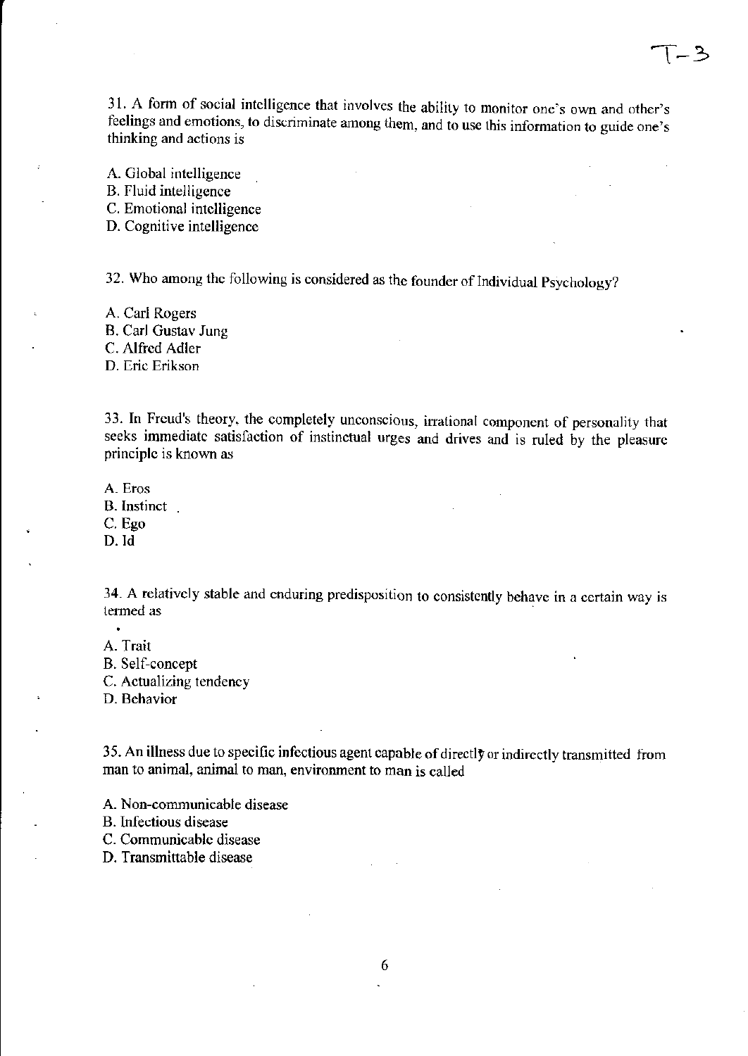31. A form of social intelligence that involves the ability to monitor one's own and other's feelings and emotions, to discriminate among them, and to use this information to guide one's thinking and actions is

A. Global intelligence
B. Fluid intelligence
C. Emotional intelligence
D. Cognitive intelligence

32. Who among the following is considered as the founder of Individual Psychology?

A. Carl Rogers
B. Carl Gustav Jung
C. Alfred Adler
D. Eric Erikson

33. In Freud's theory, the completely unconscious, irrational component of personality that seeks immediate satisfaction of instinctual urges and drives and is ruled by the pleasure principle is known as

A. Eros
B. Instinct
C. Ego
D. Id

34. A relatively stable and enduring predisposition to consistently behave in a certain way is termed as

A. Trait
B. Self-concept
C. Actualizing tendency
D. Behavior

35. An illness due to specific infectious agent capable of directly or indirectly transmitted from man to animal, animal to man, environment to man is called

A. Non-communicable disease
B. Infectious disease
C. Communicable disease
D. Transmittable disease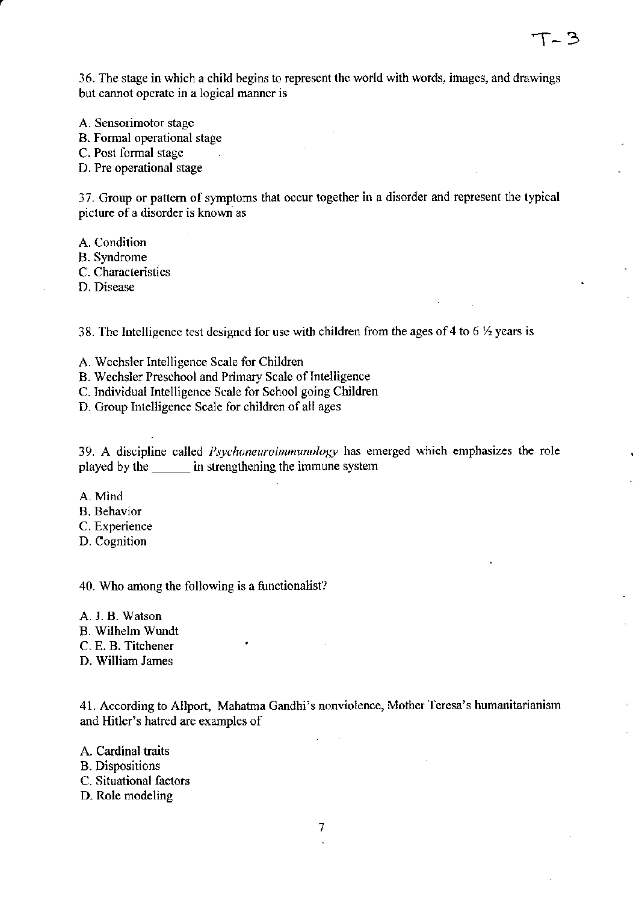36. The stage in which a child begins to represent the world with words, images, and drawings but cannot operate in a logical manner is

A. Sensorimotor stage
B. Formal operational stage
C. Post formal stage
D. Pre operational stage

37. Group or pattern of symptoms that occur together in a disorder and represent the typical picture of a disorder is known as

A. Condition
B. Syndrome
C. Characteristics
D. Disease

38. The Intelligence test designed for use with children from the ages of 4 to 6 ½ years is

A. Wechsler Intelligence Scale for Children
B. Wechsler Preschool and Primary Scale of Intelligence
C. Individual Intelligence Scale for School going Children
D. Group Intelligence Scale for children of all ages

39. A discipline called *Psychoneuroimmunology* has emerged which emphasizes the role played by the ______ in strengthening the immune system

A. Mind
B. Behavior
C. Experience
D. Cognition

40. Who among the following is a functionalist?

A. J. B. Watson
B. Wilhelm Wundt
C. E. B. Titchener
D. William James

41. According to Allport, Mahatma Gandhi's nonviolence, Mother Teresa's humanitarianism and Hitler's hatred are examples of

A. Cardinal traits
B. Dispositions
C. Situational factors
D. Role modeling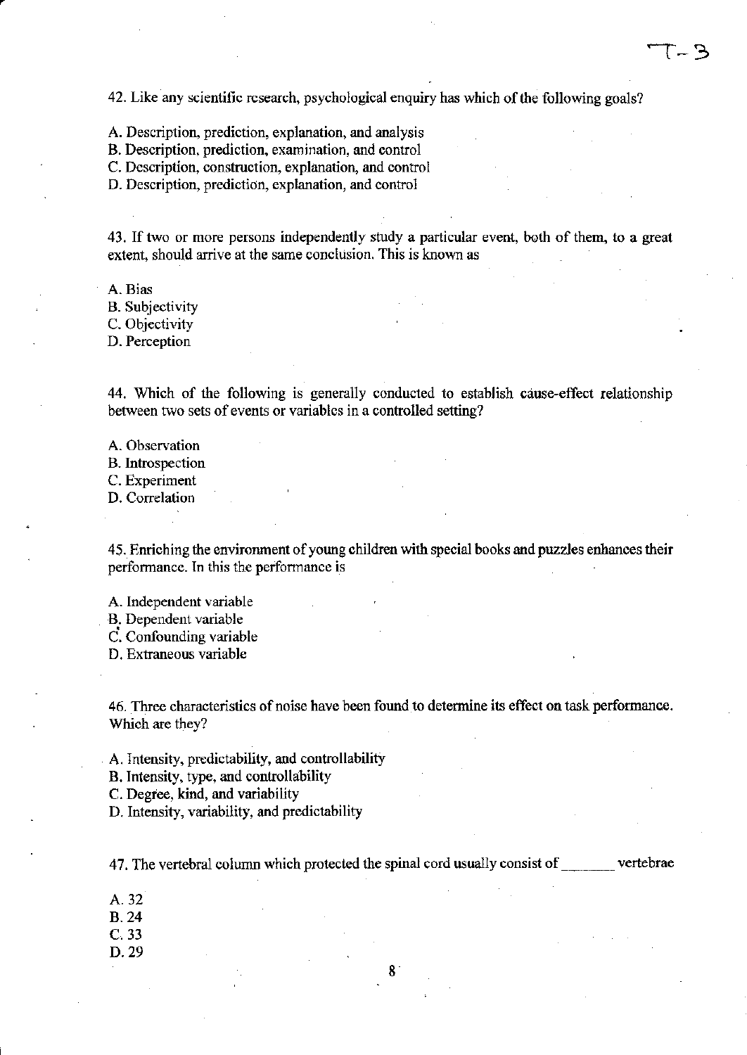42. Like any scientific research, psychological enquiry has which of the following goals?

A. Description, prediction, explanation, and analysis
B. Description, prediction, examination, and control
C. Description, construction, explanation, and control
D. Description, prediction, explanation, and control

43. If two or more persons independently study a particular event, both of them, to a great extent, should arrive at the same conclusion. This is known as

A. Bias
B. Subjectivity
C. Objectivity
D. Perception

44. Which of the following is generally conducted to establish cause-effect relationship between two sets of events or variables in a controlled setting?

A. Observation
B. Introspection
C. Experiment
D. Correlation

45. Enriching the environment of young children with special books and puzzles enhances their performance. In this the performance is

A. Independent variable
B. Dependent variable
C. Confounding variable
D. Extraneous variable

46. Three characteristics of noise have been found to determine its effect on task performance. Which are they?

A. Intensity, predictability, and controllability
B. Intensity, type, and controllability
C. Degree, kind, and variability
D. Intensity, variability, and predictability

47. The vertebral column which protected the spinal cord usually consist of _______ vertebrae

A. 32
B. 24
C. 33
D. 29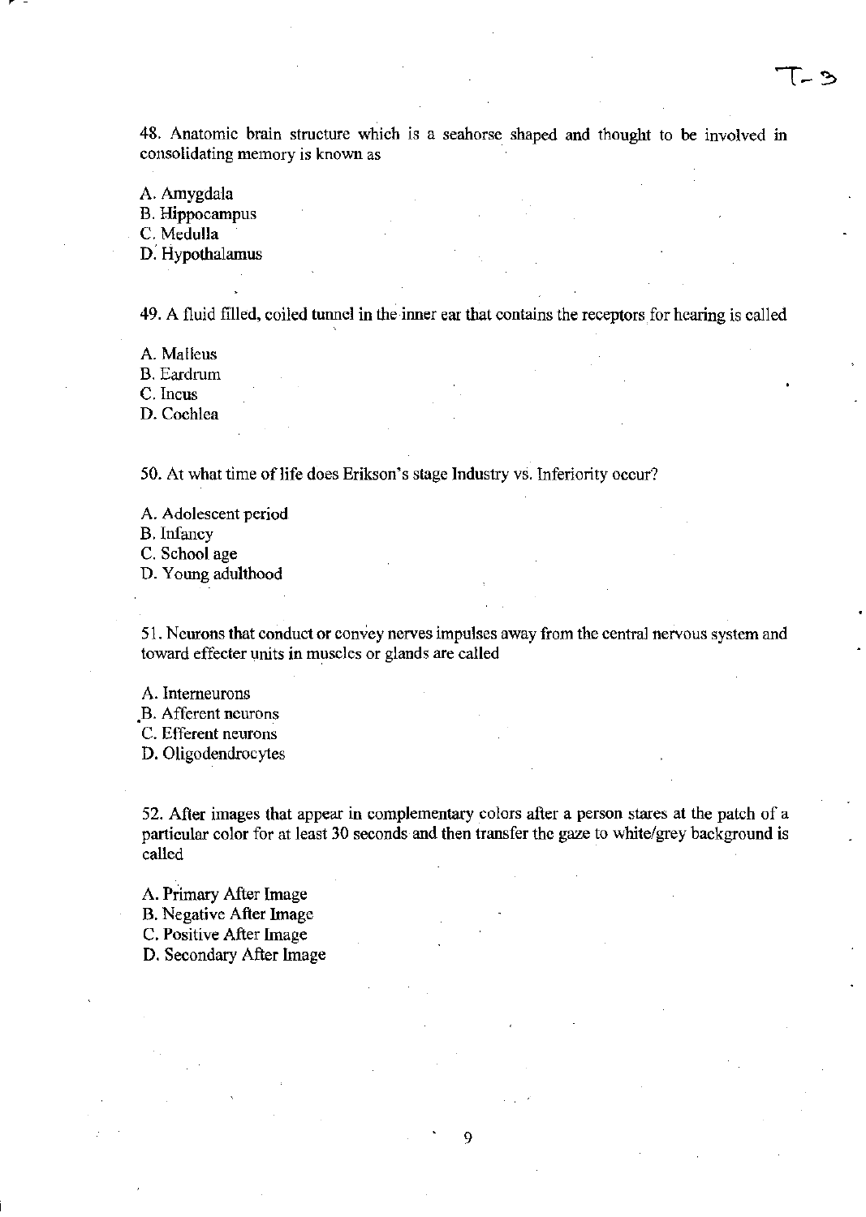48. Anatomic brain structure which is a seahorse shaped and thought to be involved in consolidating memory is known as

A. Amygdala
B. Hippocampus
C. Medulla
D. Hypothalamus

49. A fluid filled, coiled tunnel in the inner ear that contains the receptors for hearing is called

A. Malleus
B. Eardrum
C. Incus
D. Cochlea

50. At what time of life does Erikson's stage Industry vs. Inferiority occur?

A. Adolescent period
B. Infancy
C. School age
D. Young adulthood

51. Neurons that conduct or convey nerves impulses away from the central nervous system and toward effecter units in muscles or glands are called

A. Interneurons
B. Afferent neurons
C. Efferent neurons
D. Oligodendrocytes

52. After images that appear in complementary colors after a person stares at the patch of a particular color for at least 30 seconds and then transfer the gaze to white/grey background is called

A. Primary After Image
B. Negative After Image
C. Positive After Image
D. Secondary After Image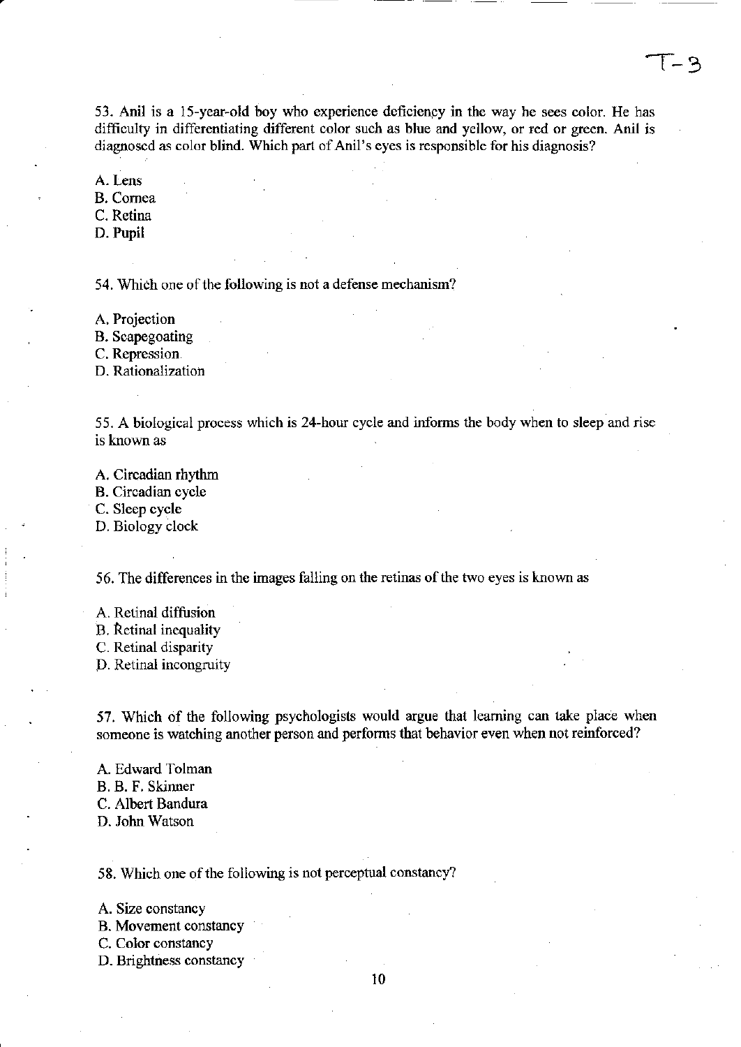53. Anil is a 15-year-old boy who experience deficiency in the way he sees color. He has difficulty in differentiating different color such as blue and yellow, or red or green. Anil is diagnosed as color blind. Which part of Anil's eyes is responsible for his diagnosis?

A. Lens
B. Cornea
C. Retina
D. Pupil

54. Which one of the following is not a defense mechanism?

A. Projection
B. Scapegoating
C. Repression
D. Rationalization

55. A biological process which is 24-hour cycle and informs the body when to sleep and rise is known as

A. Circadian rhythm
B. Circadian cycle
C. Sleep cycle
D. Biology clock

56. The differences in the images falling on the retinas of the two eyes is known as

A. Retinal diffusion
B. Retinal inequality
C. Retinal disparity
D. Retinal incongruity

57. Which of the following psychologists would argue that learning can take place when someone is watching another person and performs that behavior even when not reinforced?

A. Edward Tolman
B. B. F. Skinner
C. Albert Bandura
D. John Watson

58. Which one of the following is not perceptual constancy?

A. Size constancy
B. Movement constancy
C. Color constancy
D. Brightness constancy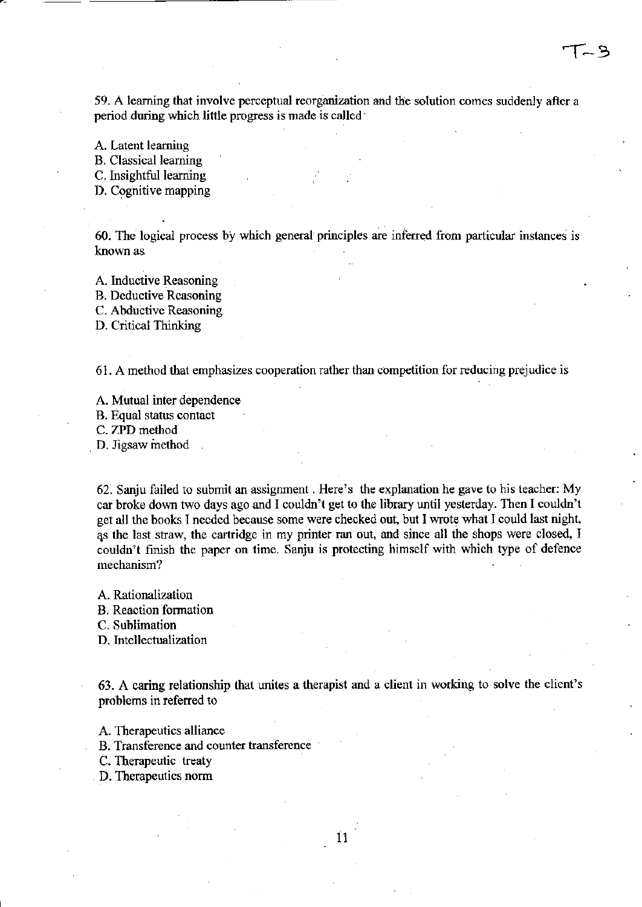59. A learning that involve perceptual reorganization and the solution comes suddenly after a period during which little progress is made is called

A. Latent learning
B. Classical learning
C. Insightful learning
D. Cognitive mapping

60. The logical process by which general principles are inferred from particular instances is known as

A. Inductive Reasoning
B. Deductive Reasoning
C. Abductive Reasoning
D. Critical Thinking

61. A method that emphasizes cooperation rather than competition for reducing prejudice is

A. Mutual inter dependence
B. Equal status contact
C. ZPD method
D. Jigsaw method

62. Sanju failed to submit an assignment . Here's the explanation he gave to his teacher: My car broke down two days ago and I couldn't get to the library until yesterday. Then I couldn't get all the books I needed because some were checked out, but I wrote what I could last night, as the last straw, the cartridge in my printer ran out, and since all the shops were closed, I couldn't finish the paper on time. Sanju is protecting himself with which type of defence mechanism?

A. Rationalization
B. Reaction formation
C. Sublimation
D. Intellectualization

63. A caring relationship that unites a therapist and a client in working to solve the client's problems in referred to

A. Therapeutics alliance
B. Transference and counter transference
C. Therapeutic treaty
D. Therapeutics norm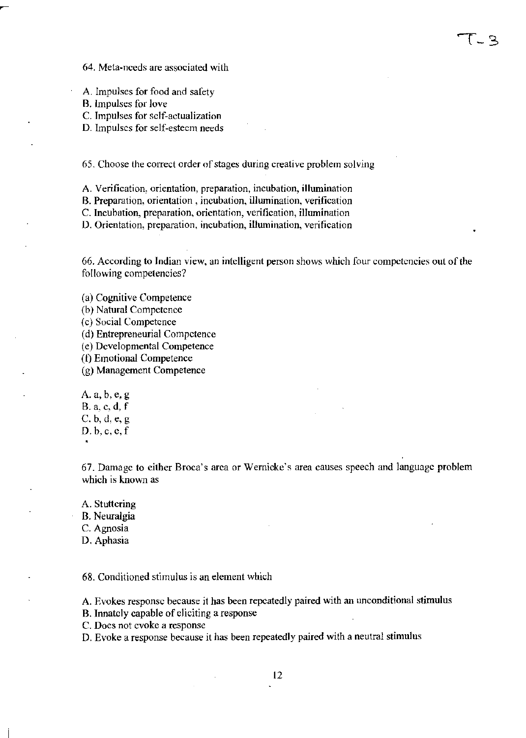64. Meta-needs are associated with

A. Impulses for food and safety
B. Impulses for love
C. Impulses for self-actualization
D. Impulses for self-esteem needs

65. Choose the correct order of stages during creative problem solving

A. Verification, orientation, preparation, incubation, illumination
B. Preparation, orientation , incubation, illumination, verification
C. Incubation, preparation, orientation, verification, illumination
D. Orientation, preparation, incubation, illumination, verification

66. According to Indian view, an intelligent person shows which four competencies out of the following competencies?

(a) Cognitive Competence
(b) Natural Competence
(c) Social Competence
(d) Entrepreneurial Competence
(e) Developmental Competence
(f) Emotional Competence
(g) Management Competence

A. a, b, e, g
B. a, c, d, f
C. b, d, e, g
D. b, c, e, f

67. Damage to either Broca's area or Wernicke's area causes speech and language problem which is known as

A. Stuttering
B. Neuralgia
C. Agnosia
D. Aphasia

68. Conditioned stimulus is an element which

A. Evokes response because it has been repeatedly paired with an unconditional stimulus
B. Innately capable of eliciting a response
C. Does not evoke a response
D. Evoke a response because it has been repeatedly paired with a neutral stimulus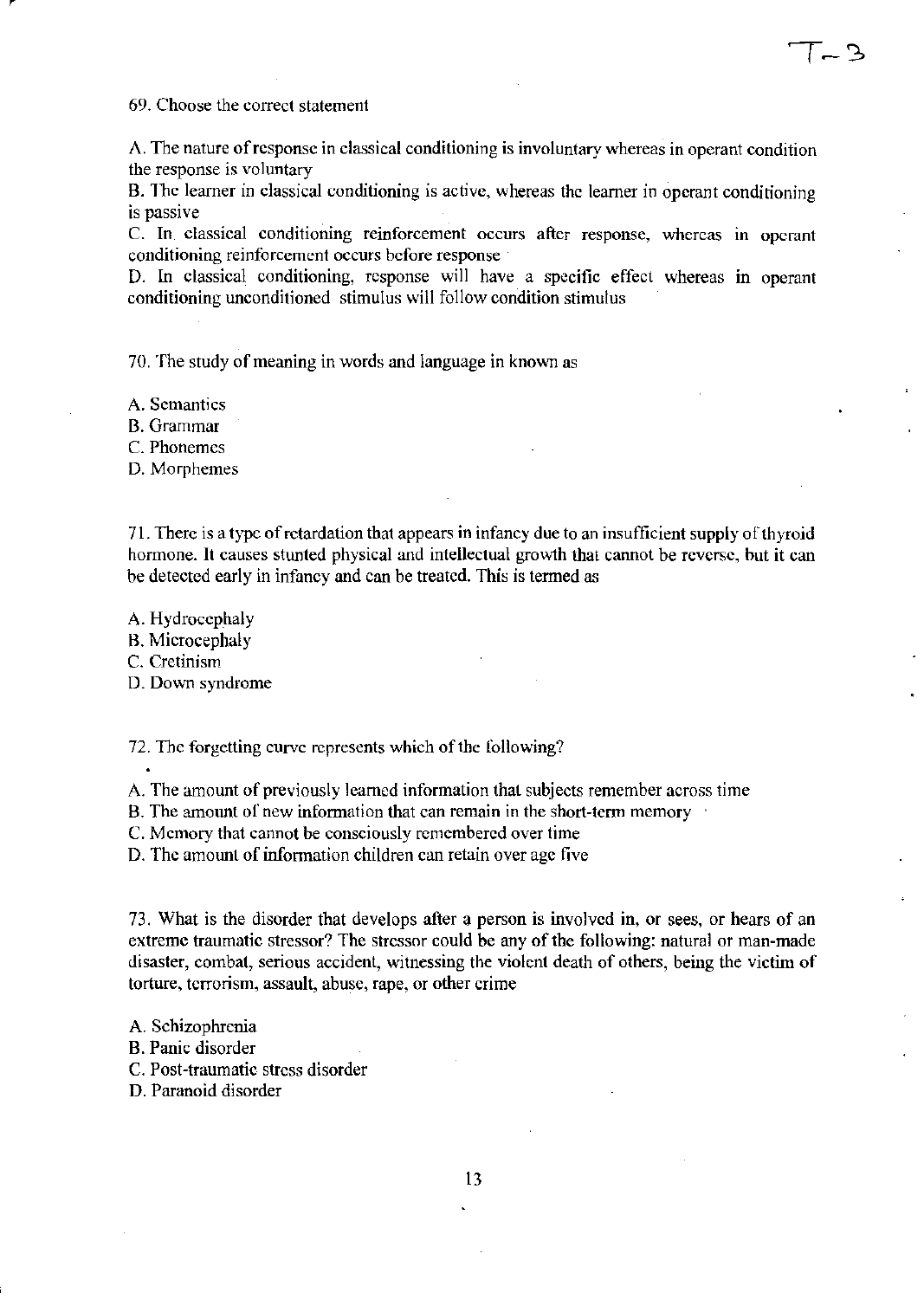69. Choose the correct statement

A. The nature of response in classical conditioning is involuntary whereas in operant condition the response is voluntary

B. The learner in classical conditioning is active, whereas the learner in operant conditioning is passive

C. In classical conditioning reinforcement occurs after response, whereas in operant conditioning reinforcement occurs before response

D. In classical conditioning, response will have a specific effect whereas in operant conditioning unconditioned stimulus will follow condition stimulus

70. The study of meaning in words and language in known as

A. Semantics
B. Grammar
C. Phonemes
D. Morphemes

71. There is a type of retardation that appears in infancy due to an insufficient supply of thyroid hormone. It causes stunted physical and intellectual growth that cannot be reverse, but it can be detected early in infancy and can be treated. This is termed as

A. Hydrocephaly
B. Microcephaly
C. Cretinism
D. Down syndrome

72. The forgetting curve represents which of the following?

A. The amount of previously learned information that subjects remember across time
B. The amount of new information that can remain in the short-term memory
C. Memory that cannot be consciously remembered over time
D. The amount of information children can retain over age five

73. What is the disorder that develops after a person is involved in, or sees, or hears of an extreme traumatic stressor? The stressor could be any of the following: natural or man-made disaster, combat, serious accident, witnessing the violent death of others, being the victim of torture, terrorism, assault, abuse, rape, or other crime

A. Schizophrenia
B. Panic disorder
C. Post-traumatic stress disorder
D. Paranoid disorder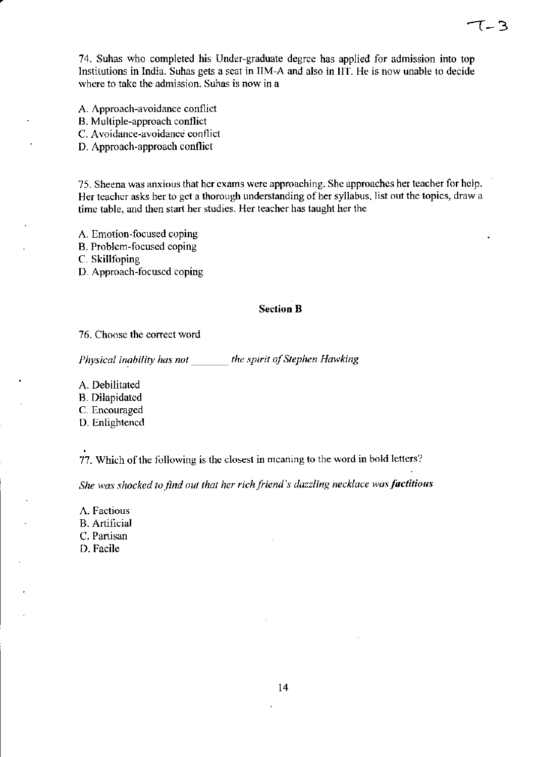74. Suhas who completed his Under-graduate degree has applied for admission into top Institutions in India. Suhas gets a seat in IIM-A and also in IIT. He is now unable to decide where to take the admission. Suhas is now in a

A. Approach-avoidance conflict
B. Multiple-approach conflict
C. Avoidance-avoidance conflict
D. Approach-approach conflict

75. Sheena was anxious that her exams were approaching. She approaches her teacher for help. Her teacher asks her to get a thorough understanding of her syllabus, list out the topics, draw a time table, and then start her studies. Her teacher has taught her the

A. Emotion-focused coping
B. Problem-focused coping
C. Skillfoping
D. Approach-focused coping

## Section B

76. Choose the correct word

*Physical inability has not \_\_\_\_\_\_\_ the spirit of Stephen Hawking*

A. Debilitated
B. Dilapidated
C. Encouraged
D. Enlightened

77. Which of the following is the closest in meaning to the word in bold letters?

*She was shocked to find out that her rich friend's dazzling necklace was **factitious***

A. Factious
B. Artificial
C. Partisan
D. Facile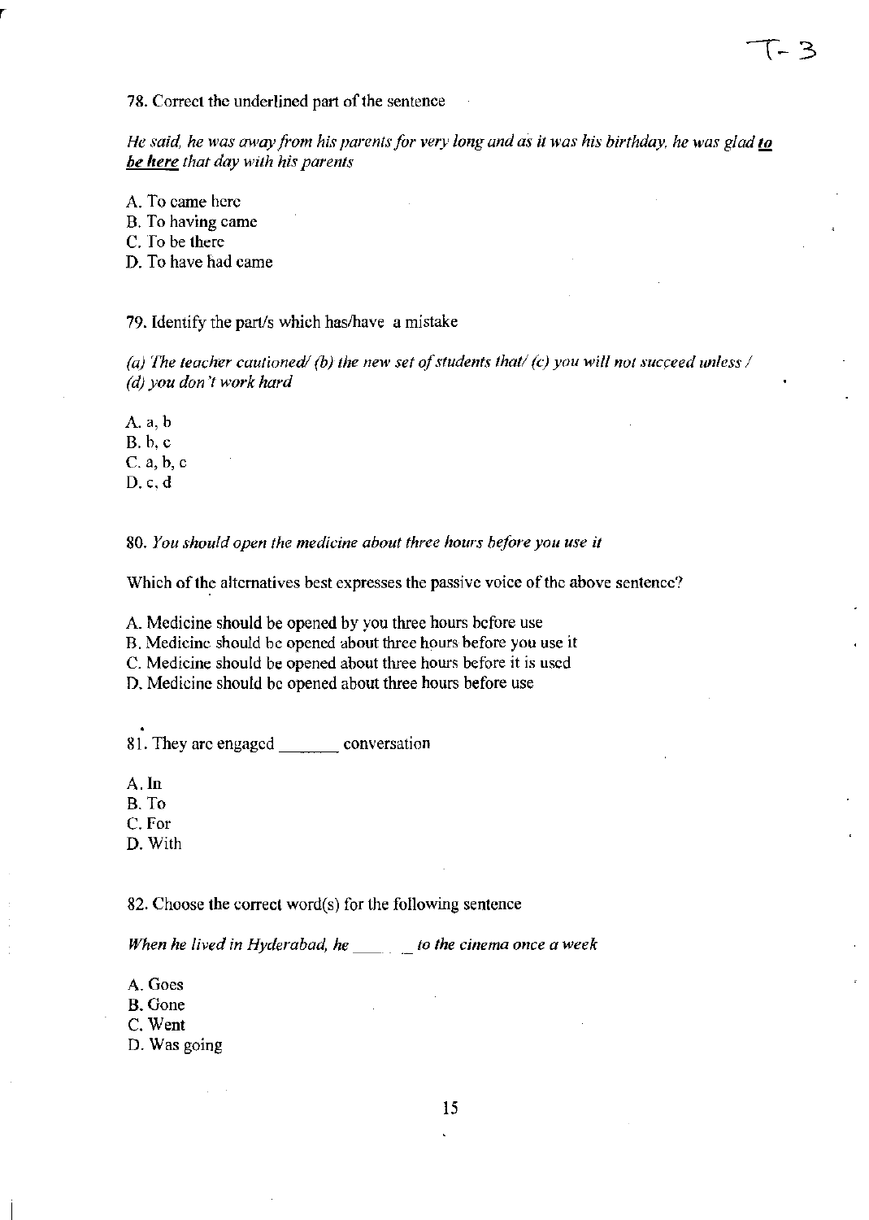78. Correct the underlined part of the sentence

*He said, he was away from his parents for very long and as it was his birthday, he was glad* ***to be here*** *that day with his parents*

A. To came here
B. To having came
C. To be there
D. To have had came

79. Identify the part/s which has/have a mistake

*(a) The teacher cautioned/ (b) the new set of students that/ (c) you will not succeed unless / (d) you don't work hard*

A. a, b
B. b, c
C. a, b, c
D. c, d

80. *You should open the medicine about three hours before you use it*

Which of the alternatives best expresses the passive voice of the above sentence?

A. Medicine should be opened by you three hours before use
B. Medicine should be opened about three hours before you use it
C. Medicine should be opened about three hours before it is used
D. Medicine should be opened about three hours before use

81. They are engaged _______ conversation

A. In
B. To
C. For
D. With

82. Choose the correct word(s) for the following sentence

*When he lived in Hyderabad, he _______ to the cinema once a week*

A. Goes
B. Gone
C. Went
D. Was going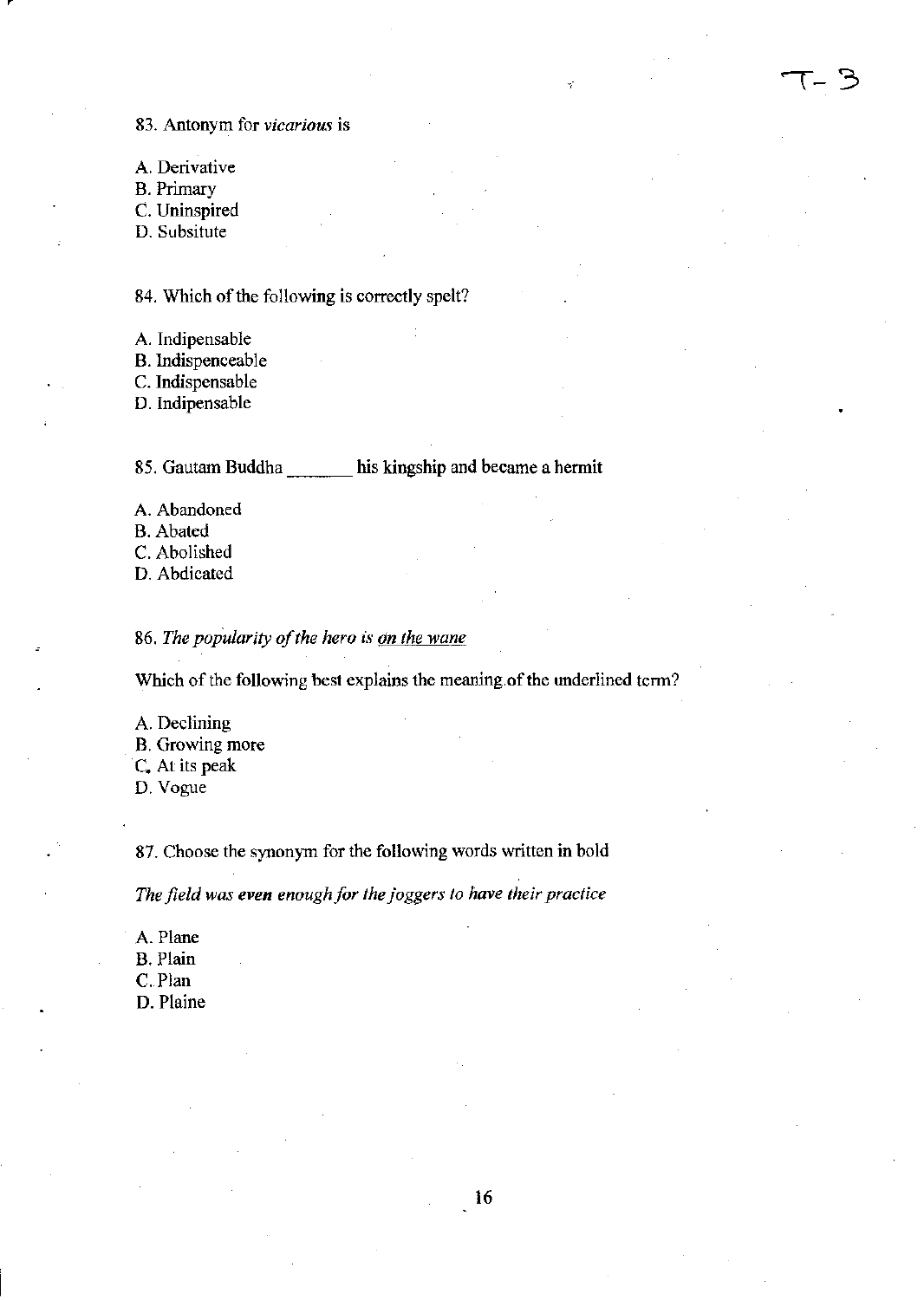T- 3

83. Antonym for *vicarious* is

A. Derivative
B. Primary
C. Uninspired
D. Subsitute

84. Which of the following is correctly spelt?

A. Indipensable
B. Indispenceable
C. Indispensable
D. Indipensable

85. Gautam Buddha _______ his kingship and became a hermit

A. Abandoned
B. Abated
C. Abolished
D. Abdicated

86. *The popularity of the hero is* *<u>on the wane</u>*

Which of the following best explains the meaning of the underlined term?

A. Declining
B. Growing more
C. At its peak
D. Vogue

87. Choose the synonym for the following words written in bold

*The field was* ***even*** *enough for the joggers to have their practice*

A. Plane
B. Plain
C. Plan
D. Plaine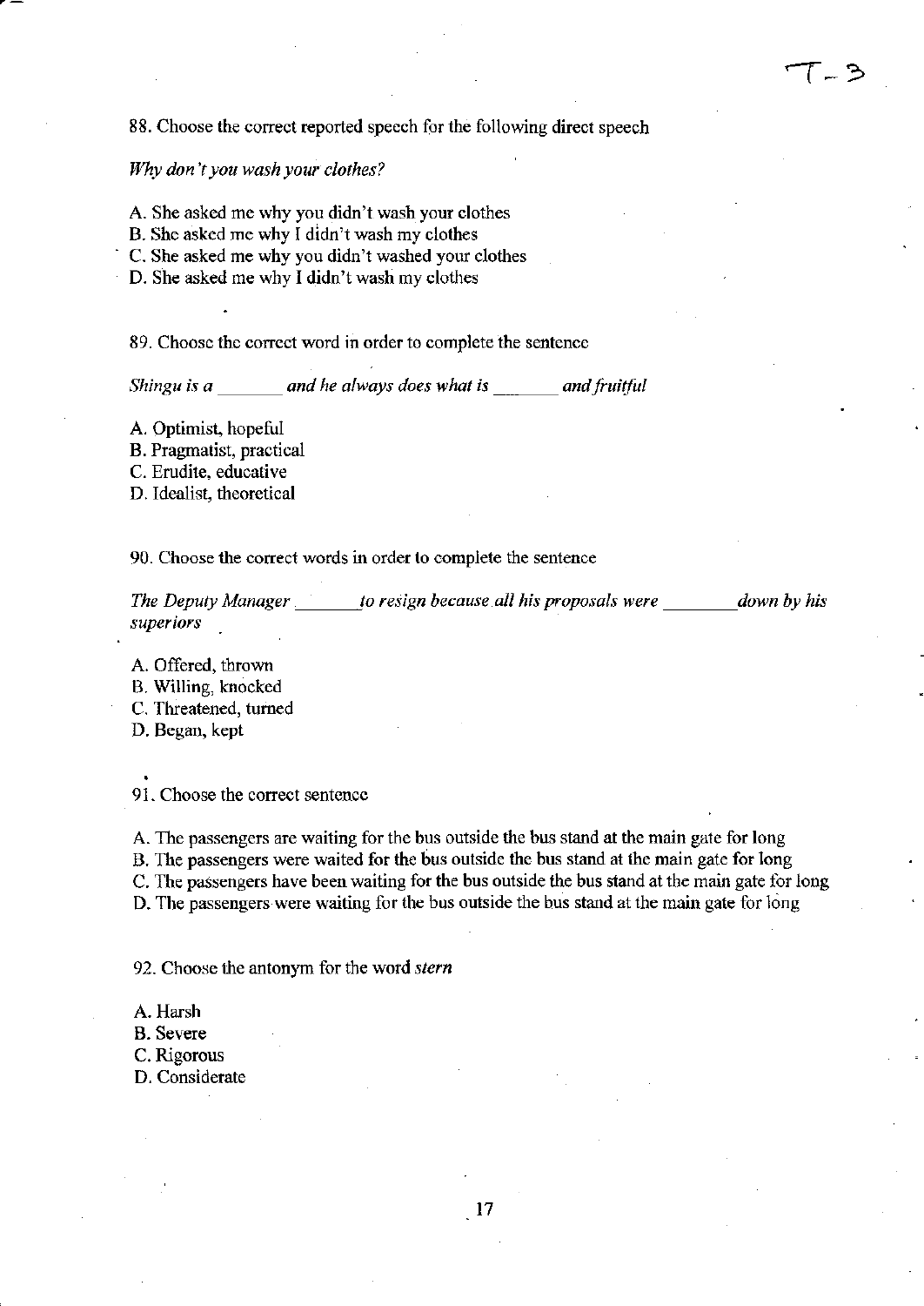88. Choose the correct reported speech for the following direct speech

*Why don't you wash your clothes?*

A. She asked me why you didn't wash your clothes
B. She asked me why I didn't wash my clothes
C. She asked me why you didn't washed your clothes
D. She asked me why I didn't wash my clothes

89. Choose the correct word in order to complete the sentence

*Shingu is a _______ and he always does what is _______ and fruitful*

A. Optimist, hopeful
B. Pragmatist, practical
C. Erudite, educative
D. Idealist, theoretical

90. Choose the correct words in order to complete the sentence

*The Deputy Manager _______ to resign because all his proposals were ________ down by his superiors*

A. Offered, thrown
B. Willing, knocked
C. Threatened, turned
D. Began, kept

91. Choose the correct sentence

A. The passengers are waiting for the bus outside the bus stand at the main gate for long
B. The passengers were waited for the bus outside the bus stand at the main gate for long
C. The passengers have been waiting for the bus outside the bus stand at the main gate for long
D. The passengers were waiting for the bus outside the bus stand at the main gate for long

92. Choose the antonym for the word *stern*

A. Harsh
B. Severe
C. Rigorous
D. Considerate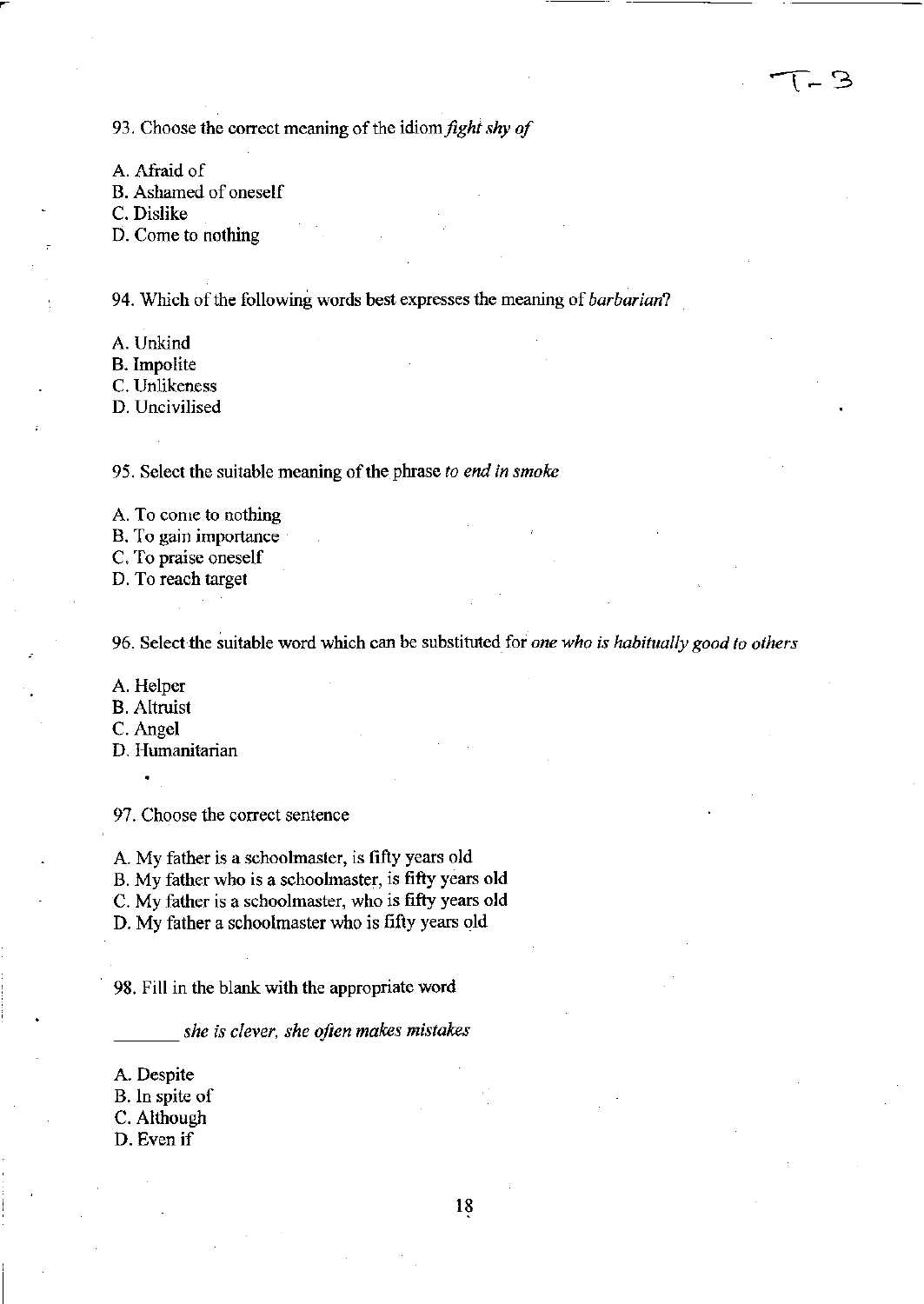93. Choose the correct meaning of the idiom *fight shy of*

A. Afraid of
B. Ashamed of oneself
C. Dislike
D. Come to nothing

94. Which of the following words best expresses the meaning of *barbarian*?

A. Unkind
B. Impolite
C. Unlikeness
D. Uncivilised

95. Select the suitable meaning of the phrase *to end in smoke*

A. To come to nothing
B. To gain importance
C. To praise oneself
D. To reach target

96. Select the suitable word which can be substituted for *one who is habitually good to others*

A. Helper
B. Altruist
C. Angel
D. Humanitarian

97. Choose the correct sentence

A. My father is a schoolmaster, is fifty years old
B. My father who is a schoolmaster, is fifty years old
C. My father is a schoolmaster, who is fifty years old
D. My father a schoolmaster who is fifty years old

98. Fill in the blank with the appropriate word

_______ *she is clever, she often makes mistakes*

A. Despite
B. In spite of
C. Although
D. Even if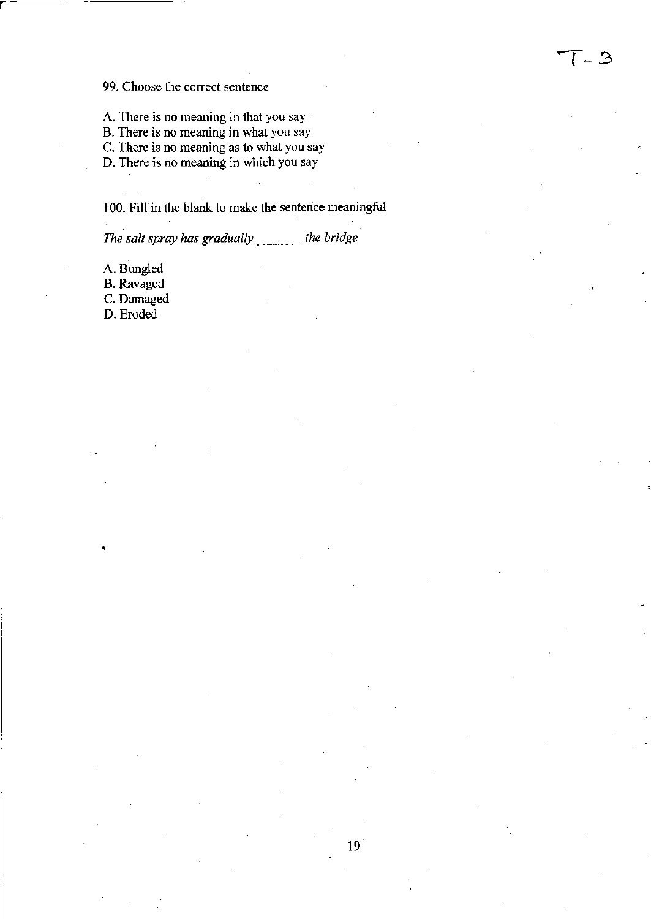T-3

99. Choose the correct sentence

A. There is no meaning in that you say
B. There is no meaning in what you say
C. There is no meaning as to what you say
D. There is no meaning in which you say

100. Fill in the blank to make the sentence meaningful

*The salt spray has gradually _______ the bridge*

A. Bungled
B. Ravaged
C. Damaged
D. Eroded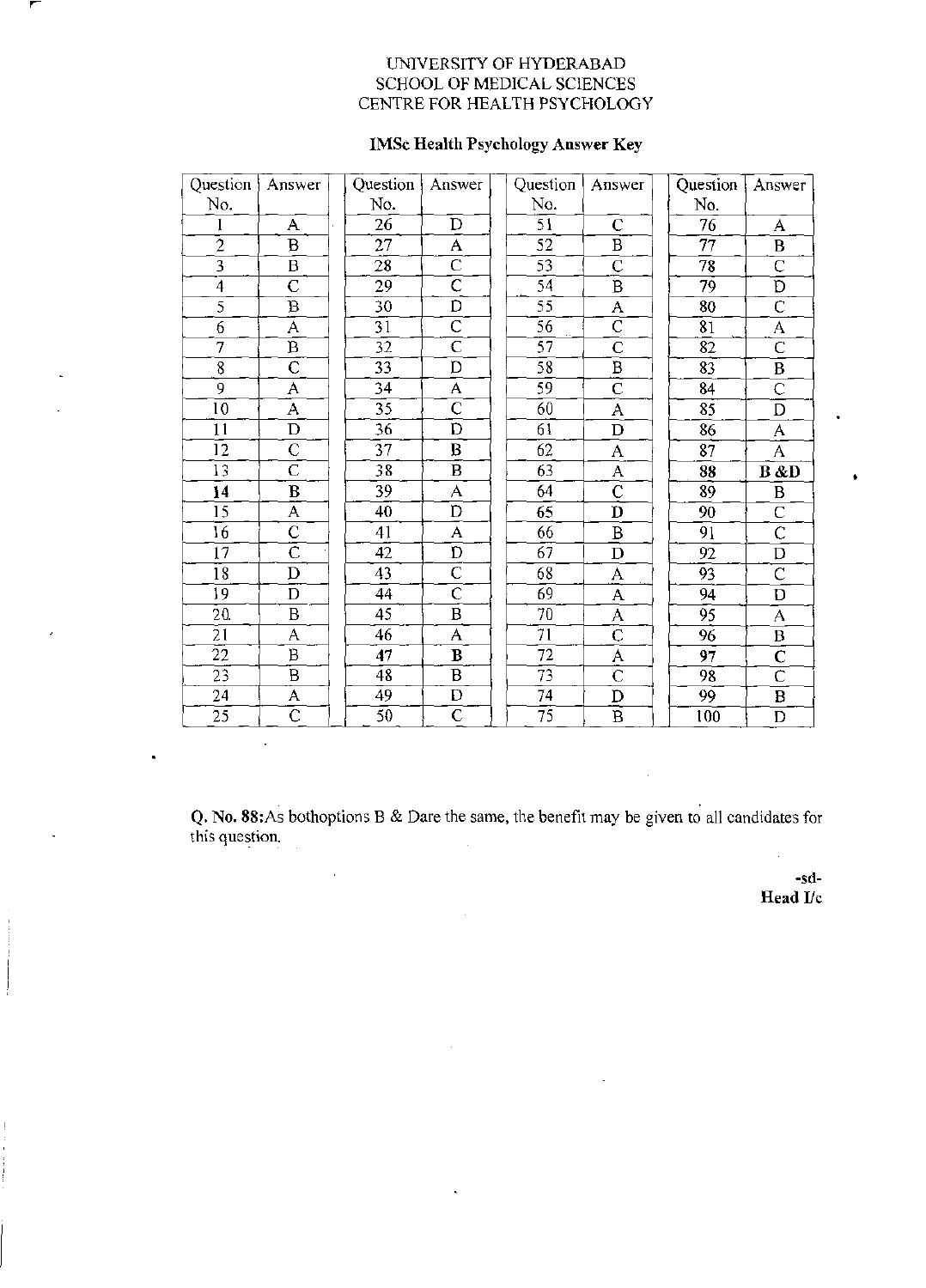UNIVERSITY OF HYDERABAD
SCHOOL OF MEDICAL SCIENCES
CENTRE FOR HEALTH PSYCHOLOGY

## IMSc Health Psychology Answer Key

| Question No. | Answer | Question No. | Answer | Question No. | Answer | Question No. | Answer |
|---|---|---|---|---|---|---|---|
| 1 | A | 26 | D | 51 | C | 76 | A |
| 2 | B | 27 | A | 52 | B | 77 | B |
| 3 | B | 28 | C | 53 | C | 78 | C |
| 4 | C | 29 | C | 54 | B | 79 | D |
| 5 | B | 30 | D | 55 | A | 80 | C |
| 6 | A | 31 | C | 56 | C | 81 | A |
| 7 | B | 32 | C | 57 | C | 82 | C |
| 8 | C | 33 | D | 58 | B | 83 | B |
| 9 | A | 34 | A | 59 | C | 84 | C |
| 10 | A | 35 | C | 60 | A | 85 | D |
| 11 | D | 36 | D | 61 | D | 86 | A |
| 12 | C | 37 | B | 62 | A | 87 | A |
| 13 | C | 38 | B | 63 | A | **88** | **B &D** |
| **14** | **B** | 39 | A | 64 | C | 89 | B |
| 15 | A | 40 | D | 65 | D | 90 | C |
| 16 | C | 41 | A | 66 | B | 91 | C |
| 17 | C | 42 | D | 67 | D | 92 | D |
| 18 | D | 43 | C | 68 | A | 93 | C |
| 19 | D | 44 | C | 69 | A | 94 | D |
| 20 | B | 45 | B | 70 | A | 95 | A |
| 21 | A | 46 | A | 71 | C | 96 | B |
| 22 | B | **47** | **B** | 72 | A | **97** | **C** |
| 23 | B | 48 | B | 73 | C | 98 | C |
| 24 | A | 49 | D | 74 | D | 99 | B |
| 25 | C | 50 | C | 75 | B | 100 | D |

**Q. No. 88:**As bothoptions B & Dare the same, the benefit may be given to all candidates for this question.

-sd-
**Head I/c**